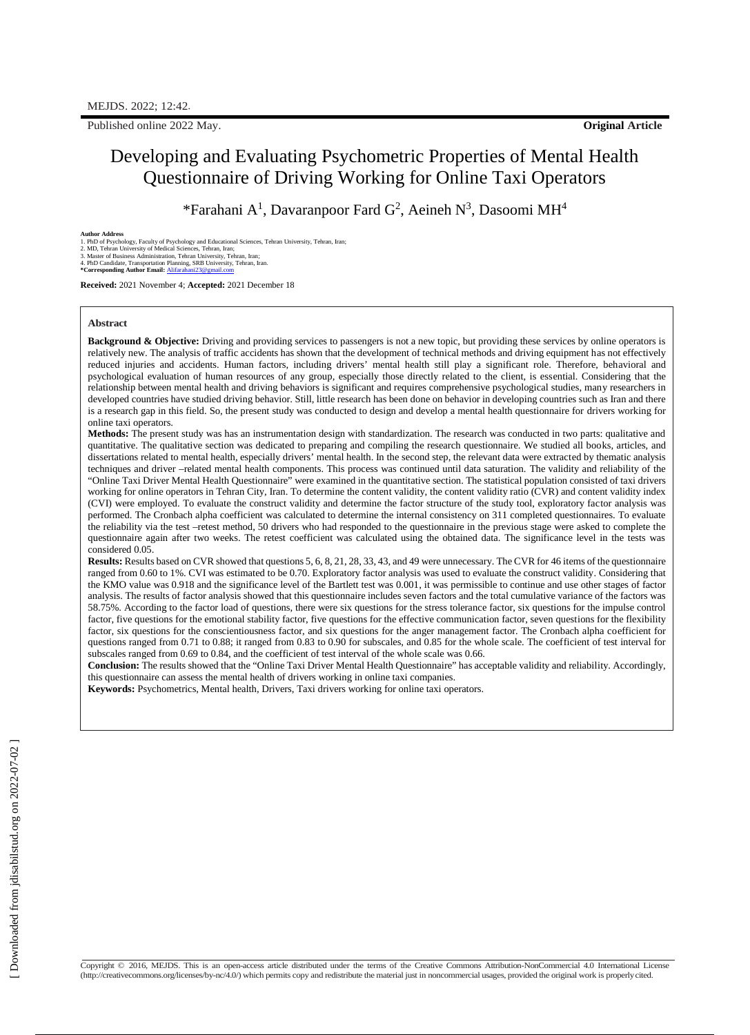Published online 2022 May. **Original Article**

# Developing and Evaluating Psychometric Properties of Mental Health Questionnaire of Driving Working for Online Taxi Operators

*Farahani A[1], Davaranpoor Fard G[2], Aeineh N[3], Dasoomi MH[4]

**Author Address**

1. PhD of Psychology, Faculty of Psychology and Educational Sciences, Tehran University, Tehran, Iran;
2. MD, Tehran University of Medical Sciences, Tehran, Iran;
3. Master of Business Administration, Tehran University, Tehran, Iran;
4. PhD Candidate, Transportation Planning, SRB University, Tehran, Iran.

***Corresponding Author Email:** Alifarahani23@gmail.com

**Received:** 2021 November 4; **Accepted:** 2021 December 18

## Abstract

**Background & Objective:** Driving and providing services to passengers is not a new topic, but providing these services by online operators is relatively new. The analysis of traffic accidents has shown that the development of technical methods and driving equipment has not effectively reduced injuries and accidents. Human factors, including drivers' mental health still play a significant role. Therefore, behavioral and psychological evaluation of human resources of any group, especially those directly related to the client, is essential. Considering that the relationship between mental health and driving behaviors is significant and requires comprehensive psychological studies, many researchers in developed countries have studied driving behavior. Still, little research has been done on behavior in developing countries such as Iran and there is a research gap in this field. So, the present study was conducted to design and develop a mental health questionnaire for drivers working for online taxi operators.

**Methods:** The present study was has an instrumentation design with standardization. The research was conducted in two parts: qualitative and quantitative. The qualitative section was dedicated to preparing and compiling the research questionnaire. We studied all books, articles, and dissertations related to mental health, especially drivers' mental health. In the second step, the relevant data were extracted by thematic analysis techniques and driver –related mental health components. This process was continued until data saturation. The validity and reliability of the "Online Taxi Driver Mental Health Questionnaire" were examined in the quantitative section. The statistical population consisted of taxi drivers working for online operators in Tehran City, Iran. To determine the content validity, the content validity ratio (CVR) and content validity index (CVI) were employed. To evaluate the construct validity and determine the factor structure of the study tool, exploratory factor analysis was performed. The Cronbach alpha coefficient was calculated to determine the internal consistency on 311 completed questionnaires. To evaluate the reliability via the test –retest method, 50 drivers who had responded to the questionnaire in the previous stage were asked to complete the questionnaire again after two weeks. The retest coefficient was calculated using the obtained data. The significance level in the tests was considered 0.05.

**Results:** Results based on CVR showed that questions 5, 6, 8, 21, 28, 33, 43, and 49 were unnecessary. The CVR for 46 items of the questionnaire ranged from 0.60 to 1%. CVI was estimated to be 0.70. Exploratory factor analysis was used to evaluate the construct validity. Considering that the KMO value was 0.918 and the significance level of the Bartlett test was 0.001, it was permissible to continue and use other stages of factor analysis. The results of factor analysis showed that this questionnaire includes seven factors and the total cumulative variance of the factors was 58.75%. According to the factor load of questions, there were six questions for the stress tolerance factor, six questions for the impulse control factor, five questions for the emotional stability factor, five questions for the effective communication factor, seven questions for the flexibility factor, six questions for the conscientiousness factor, and six questions for the anger management factor. The Cronbach alpha coefficient for questions ranged from 0.71 to 0.88; it ranged from 0.83 to 0.90 for subscales, and 0.85 for the whole scale. The coefficient of test interval for subscales ranged from 0.69 to 0.84, and the coefficient of test interval of the whole scale was 0.66.

**Conclusion:** The results showed that the "Online Taxi Driver Mental Health Questionnaire" has acceptable validity and reliability. Accordingly, this questionnaire can assess the mental health of drivers working in online taxi companies.

**Keywords:** Psychometrics, Mental health, Drivers, Taxi drivers working for online taxi operators.

Copyright © 2016, MEJDS. This is an open-access article distributed under the terms of the Creative Commons Attribution-NonCommercial 4.0 International License (http://creativecommons.org/licenses/by-nc/4.0/) which permits copy and redistribute the material just in noncommercial usages, provided the original work is properly cited.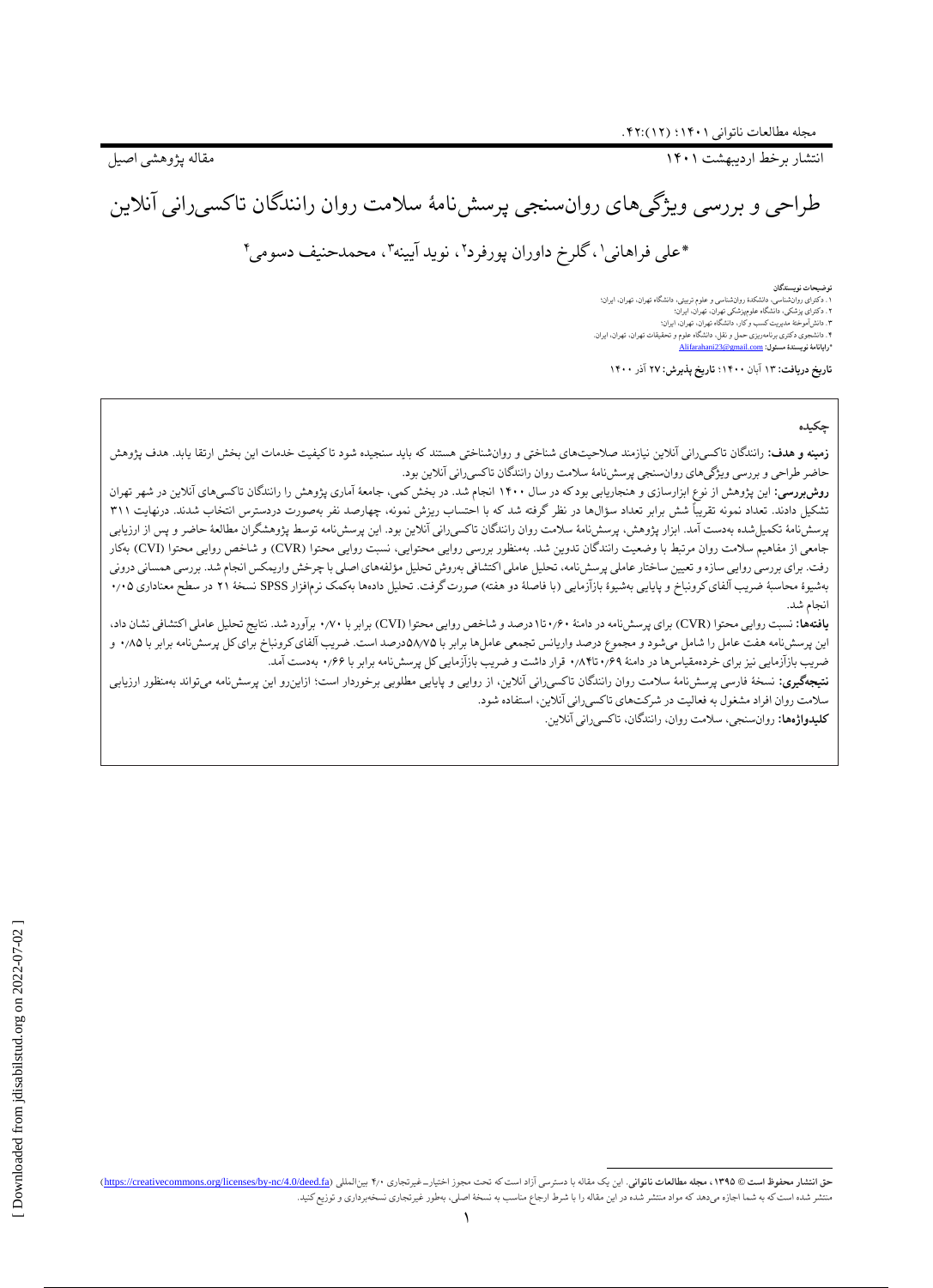مقاله پژوهشی اصیل

انتشار برخط اردیبهشت ۱۴۰۱

# طراحی و بررسی ویژگی‌های روان‌سنجی پرسش‌نامهٔ سلامت روان رانندگان تاکسی‌رانی آنلاین

*علی فراهانی[۱]، گلرخ داوران پورفرد[۲]، نوید آیینه[۳]، محمدحنیف دسومی[۴]

**توضیحات نویسندگان**

۱. دکترای روان‌شناسی، دانشکدهٔ روان‌شناسی و علوم تربیتی، دانشگاه تهران، تهران، ایران؛
۲. دکترای پزشکی، دانشگاه علوم‌پزشکی تهران، تهران، ایران؛
۳. دانش‌آموختهٔ مدیریت کسب و کار، دانشگاه تهران، تهران، ایران؛
۴. دانشجوی دکتری برنامه‌ریزی حمل و نقل، دانشگاه علوم و تحقیقات تهران، تهران، ایران.
*رایانامهٔ نویسندهٔ مسئول: Alifarahani23@gmail.com

**تاریخ دریافت:** ۱۳ آبان ۱۴۰۰؛ **تاریخ پذیرش:** ۲۷ آذر ۱۴۰۰

## چکیده

**زمینه و هدف:** رانندگان تاکسی‌رانی آنلاین نیازمند صلاحیت‌های شناختی و روان‌شناختی هستند که باید سنجیده شود تا کیفیت خدمات این بخش ارتقا یابد. هدف پژوهش حاضر طراحی و بررسی ویژگی‌های روان‌سنجی پرسش‌نامهٔ سلامت روان رانندگان تاکسی‌رانی آنلاین بود.

**روش‌بررسی:** این پژوهش از نوع ابزارسازی و هنجاریابی بود که در سال ۱۴۰۰ انجام شد. در بخش کمی، جامعهٔ آماری پژوهش را رانندگان تاکسی‌های آنلاین در شهر تهران تشکیل دادند. تعداد نمونه تقریباً شش برابر تعداد سؤال‌ها در نظر گرفته شد که با احتساب ریزش نمونه، چهارصد نفر به‌صورت دردسترس انتخاب شدند. درنهایت ۳۱۱ پرسش‌نامهٔ تکمیل‌شده به‌دست آمد. ابزار پژوهش، پرسش‌نامهٔ سلامت روان رانندگان تاکسی‌رانی آنلاین بود. این پرسش‌نامه توسط پژوهشگران مطالعهٔ حاضر و پس از ارزیابی جامعی از مفاهیم سلامت روان مرتبط با وضعیت رانندگان تدوین شد. به‌منظور بررسی روایی محتوایی، نسبت روایی محتوا (CVR) و شاخص روایی محتوا (CVI) به‌کار رفت. برای بررسی روایی سازه و تعیین ساختار عاملی پرسش‌نامه، تحلیل عاملی اکتشافی به‌روش تحلیل مؤلفه‌های اصلی با چرخش واریمکس انجام شد. بررسی همسانی درونی به‌شیوهٔ محاسبهٔ ضریب آلفای کرونباخ و پایایی به‌شیوهٔ بازآزمایی (با فاصلهٔ دو هفته) صورت گرفت. تحلیل داده‌ها به‌کمک نرم‌افزار SPSS نسخهٔ ۲۱ در سطح معناداری ۰٫۰۵ انجام شد.

**یافته‌ها:** نسبت روایی محتوا (CVR) برای پرسش‌نامه در دامنهٔ ۰٫۶۰ تا ۱ درصد و شاخص روایی محتوا (CVI) برابر با ۰٫۷۰ برآورد شد. نتایج تحلیل عاملی اکتشافی نشان داد، این پرسش‌نامه هفت عامل را شامل می‌شود و مجموع درصد واریانس تجمعی عامل‌ها برابر با ۵۸٫۷۵ درصد است. ضریب آلفای کرونباخ برای کل پرسش‌نامه برابر با ۰٫۸۵ و ضریب بازآزمایی نیز برای خرده‌مقیاس‌ها در دامنهٔ ۰٫۶۹ تا ۰٫۸۴ قرار داشت و ضریب بازآزمایی کل پرسش‌نامه برابر با ۰٫۶۶ به‌دست آمد.

**نتیجه‌گیری:** نسخهٔ فارسی پرسش‌نامهٔ سلامت روان رانندگان تاکسی‌رانی آنلاین، از روایی و پایایی مطلوبی برخوردار است؛ ازاین‌رو این پرسش‌نامه می‌تواند به‌منظور ارزیابی سلامت روان افراد مشغول به فعالیت در شرکت‌های تاکسی‌رانی آنلاین، استفاده شود.

**کلیدواژه‌ها:** روان‌سنجی، سلامت روان، رانندگان، تاکسی‌رانی آنلاین.

---

**حق انتشار محفوظ است © ۱۳۹۵، مجله مطالعات ناتوانی.** این یک مقاله با دسترسی آزاد است که تحت مجوز اختیار-غیرتجاری ۴٫۰ بین‌المللی (https://creativecommons.org/licenses/by-nc/4.0/deed.fa) منتشر شده است که به شما اجازه می‌دهد که مواد منتشر شده در این مقاله را با شرط ارجاع مناسب به نسخهٔ اصلی، به‌طور غیرتجاری نسخه‌برداری و توزیع کنید.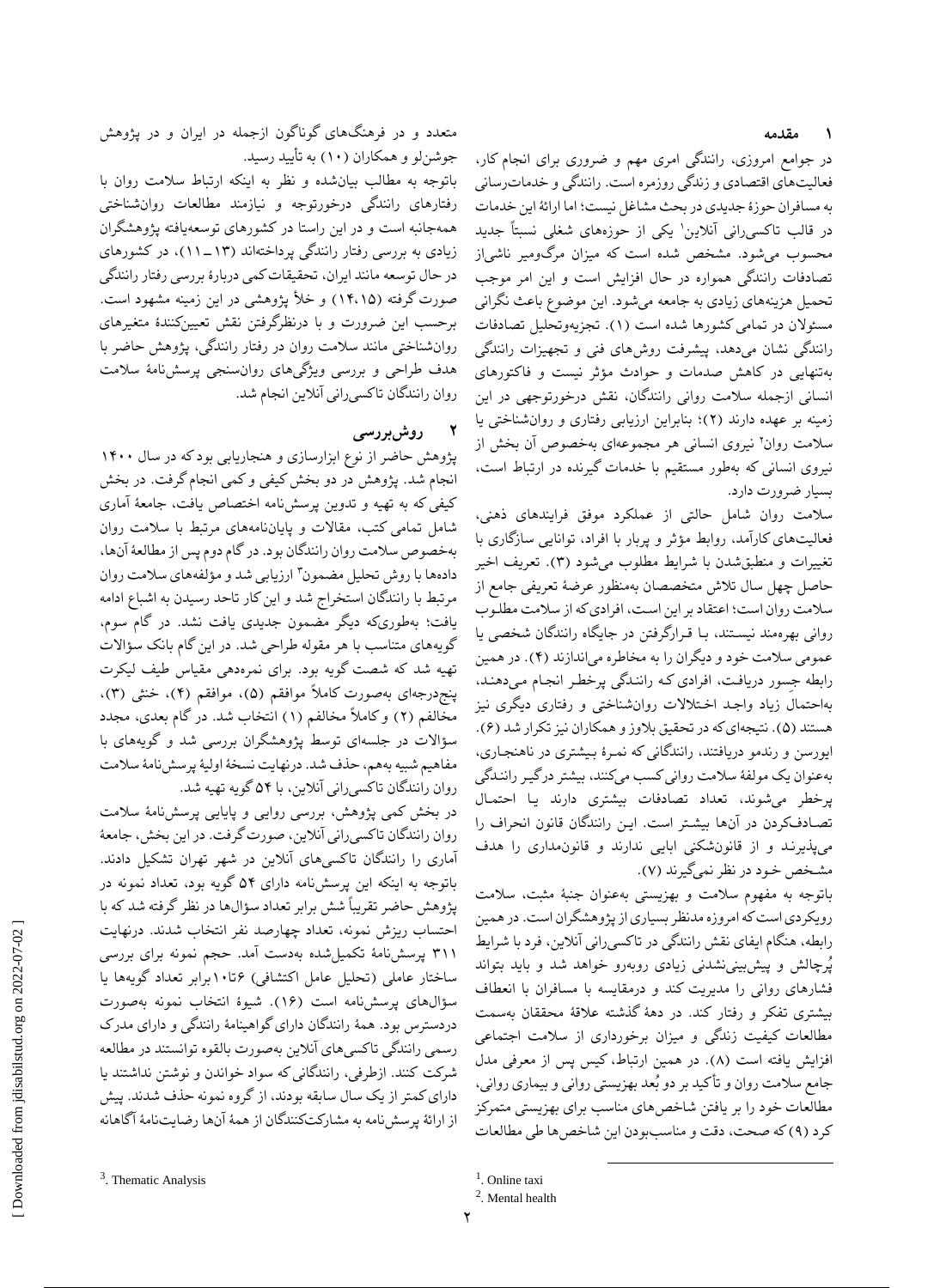## ۱ مقدمه

در جوامع امروزی، رانندگی امری مهم و ضروری برای انجام کار، فعالیت‌های اقتصادی و زندگی روزمره است. رانندگی و خدمات‌رسانی به مسافران حوزهٔ جدیدی در بحث مشاغل نیست؛ اما ارائهٔ این خدمات در قالب تاکسی‌رانی آنلاین[1] یکی از حوزه‌های شغلی نسبتاً جدید محسوب می‌شود. مشخص شده است که میزان مرگ‌ومیر ناشی‌از تصادفات رانندگی همواره در حال افزایش است و این امر موجب تحمیل هزینه‌های زیادی به جامعه می‌شود. این موضوع باعث نگرانی مسئولان در تمامی کشورها شده است (۱). تجزیه‌وتحلیل تصادفات رانندگی نشان می‌دهد، پیشرفت روش‌های فنی و تجهیزات رانندگی به‌تنهایی در کاهش صدمات و حوادث مؤثر نیست و فاکتورهای انسانی ازجمله سلامت روانی رانندگان، نقش درخورتوجهی در این زمینه بر عهده دارند (۲)؛ بنابراین ارزیابی رفتاری و روان‌شناختی یا سلامت روان[2] نیروی انسانی هر مجموعه‌ای به‌خصوص آن بخش از نیروی انسانی که به‌طور مستقیم با خدمات گیرنده در ارتباط است، بسیار ضرورت دارد.

سلامت روان شامل حالتی از عملکرد موفق فرایندهای ذهنی، فعالیت‌های کارآمد، روابط مؤثر و پربار با افراد، توانایی سازگاری با تغییرات و منطبق‌شدن با شرایط مطلوب می‌شود (۳). تعریف اخیر حاصل چهل سال تلاش متخصصان به‌منظور عرضهٔ تعریفی جامع از سلامت روان است؛ اعتقاد بر این است، افرادی که از سلامت مطلوب روانی بهره‌مند نیستند، با قرارگرفتن در جایگاه رانندگان شخصی یا عمومی سلامت خود و دیگران را به مخاطره می‌اندازند (۴). در همین رابطه جِسور دریافت، افرادی که رانندگی پرخطر انجام می‌دهند، به‌احتمال زیاد واجد اختلالات روان‌شناختی و رفتاری دیگری نیز هستند (۵). نتیجه‌ای که در تحقیق بلاوز و همکاران نیز تکرار شد (۶). ایورسن و رندمو دریافتند، رانندگانی که نمرهٔ بیشتری در ناهنجاری، به‌عنوان یک مولفهٔ سلامت روانی کسب می‌کنند، بیشتر درگیر رانندگی پرخطر می‌شوند، تعداد تصادفات بیشتری دارند یا احتمال تصادف‌کردن در آن‌ها بیشتر است. این رانندگان قانون انحراف را می‌پذیرند و از قانون‌شکنی ابایی ندارند و قانون‌مداری را هدف مشخص خود در نظر نمی‌گیرند (۷).

باتوجه به مفهوم سلامت و بهزیستی به‌عنوان جنبهٔ مثبت، سلامت رویکردی است که امروزه مدنظر بسیاری از پژوهشگران است. در همین رابطه، هنگام ایفای نقش رانندگی در تاکسی‌رانی آنلاین، فرد با شرایط پُرچالش و پیش‌بینی‌نشدنی زیادی روبه‌رو خواهد شد و باید بتواند فشارهای روانی را مدیریت کند و درمقایسه با مسافران با انعطاف بیشتری تفکر و رفتار کند. در دههٔ گذشته علاقهٔ محققان به‌سمت مطالعات کیفیت زندگی و میزان برخورداری از سلامت اجتماعی افزایش یافته است (۸). در همین ارتباط، کیس پس از معرفی مدل جامع سلامت روان و تأکید بر دو بُعد بهزیستی روانی و بیماری روانی، مطالعات خود را بر یافتن شاخص‌های مناسب برای بهزیستی متمرکز کرد (۹) که صحت، دقت و مناسب‌بودن این شاخص‌ها طی مطالعات متعدد و در فرهنگ‌های گوناگون ازجمله در ایران و در پژوهش جوشن‌لو و همکاران (۱۰) به تأیید رسید.

باتوجه به مطالب بیان‌شده و نظر به اینکه ارتباط سلامت روان با رفتارهای رانندگی درخورتوجه و نیازمند مطالعات روان‌شناختی همه‌جانبه است و در این راستا در کشورهای توسعه‌یافته پژوهشگران زیادی به بررسی رفتار رانندگی پرداخته‌اند (۱۳ــ۱۱)، در کشورهای در حال توسعه مانند ایران، تحقیقات کمی دربارهٔ بررسی رفتار رانندگی صورت گرفته (۱۴،۱۵) و خلأ پژوهشی در این زمینه مشهود است. برحسب این ضرورت و با درنظرگرفتن نقش تعیین‌کنندهٔ متغیرهای روان‌شناختی مانند سلامت روان در رفتار رانندگی، پژوهش حاضر با هدف طراحی و بررسی ویژگی‌های روان‌سنجی پرسش‌نامهٔ سلامت روان رانندگان تاکسی‌رانی آنلاین انجام شد.

## ۲ روش‌بررسی

پژوهش حاضر از نوع ابزارسازی و هنجاریابی بود که در سال ۱۴۰۰ انجام شد. پژوهش در دو بخش کیفی و کمی انجام گرفت. در بخش کیفی که به تهیه و تدوین پرسش‌نامه اختصاص یافت، جامعهٔ آماری شامل تمامی کتب، مقالات و پایان‌نامه‌های مرتبط با سلامت روان به‌خصوص سلامت روان رانندگان بود. در گام دوم پس از مطالعهٔ آن‌ها، داده‌ها با روش تحلیل مضمون[3] ارزیابی شد و مؤلفه‌های سلامت روان مرتبط با رانندگان استخراج شد و این کار تاحد رسیدن به اشباع ادامه یافت؛ به‌طوری‌که دیگر مضمون جدیدی یافت نشد. در گام سوم، گویه‌های متناسب با هر مقوله طراحی شد. در این گام بانک سؤالات تهیه شد که شصت گویه بود. برای نمره‌دهی مقیاس طیف لیکرت پنج‌درجه‌ای به‌صورت کاملاً موافقم (۵)، موافقم (۴)، خنثی (۳)، مخالفم (۲) و کاملاً مخالفم (۱) انتخاب شد. در گام بعدی، مجدد سؤالات در جلسه‌ای توسط پژوهشگران بررسی شد و گویه‌های با مفاهیم شبیه به‌هم، حذف شد. درنهایت نسخهٔ اولیهٔ پرسش‌نامهٔ سلامت روان رانندگان تاکسی‌رانی آنلاین، با ۵۴ گویه تهیه شد.

در بخش کمی پژوهش، بررسی روایی و پایایی پرسش‌نامهٔ سلامت روان رانندگان تاکسی‌رانی آنلاین، صورت گرفت. در این بخش، جامعهٔ آماری را رانندگان تاکسی‌های آنلاین در شهر تهران تشکیل دادند. باتوجه به اینکه این پرسش‌نامه دارای ۵۴ گویه بود، تعداد نمونه در پژوهش حاضر تقریباً شش برابر تعداد سؤال‌ها در نظر گرفته شد که با احتساب ریزش نمونه، تعداد چهارصد نفر انتخاب شدند. درنهایت ۳۱۱ پرسش‌نامهٔ تکمیل‌شده به‌دست آمد. حجم نمونه برای بررسی ساختار عاملی (تحلیل عامل اکتشافی) ۶تا۱۰برابر تعداد گویه‌ها یا سؤال‌های پرسش‌نامه است (۱۶). شیوهٔ انتخاب نمونه به‌صورت دردسترس بود. همهٔ رانندگان دارای گواهینامهٔ رانندگی و دارای مدرک رسمی رانندگی تاکسی‌های آنلاین به‌صورت بالقوه توانستند در مطالعه شرکت کنند. ازطرفی، رانندگانی که سواد خواندن و نوشتن نداشتند یا دارای کمتر از یک سال سابقه بودند، از گروه نمونه حذف شدند. پیش از ارائهٔ پرسش‌نامه به مشارکت‌کنندگان از همهٔ آن‌ها رضایت‌نامهٔ آگاهانه

---

[1]. Online taxi

[2]. Mental health

[3]. Thematic Analysis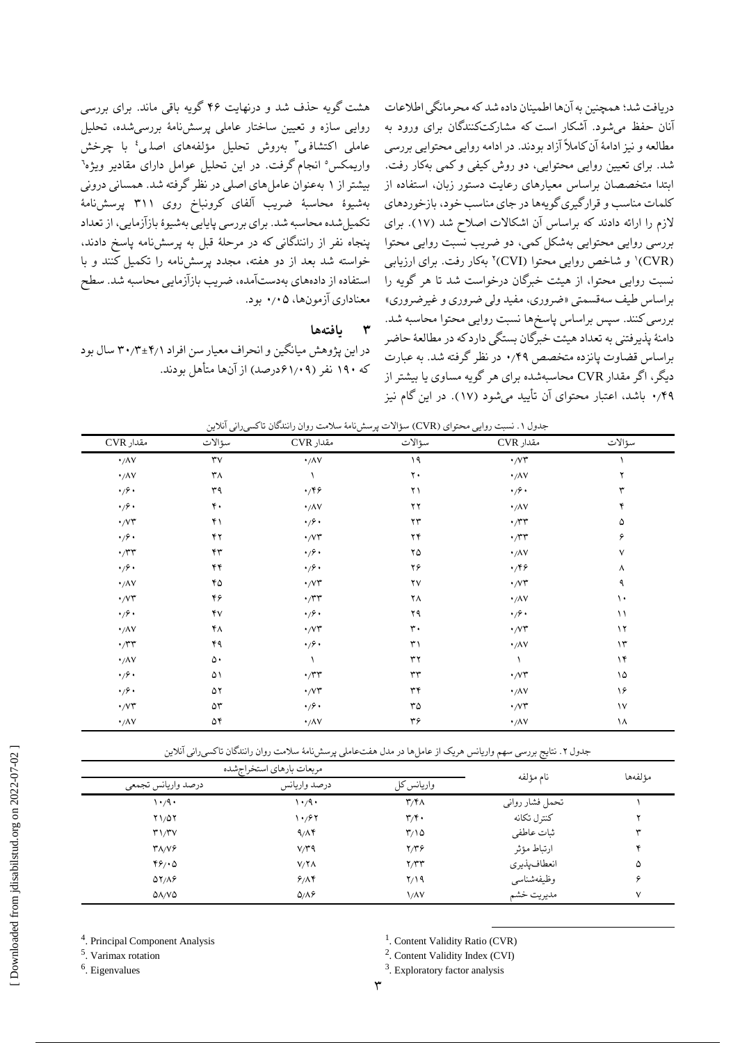دریافت شد؛ همچنین به آن‌ها اطمینان داده شد که محرمانگی اطلاعات آنان حفظ می‌شود. آشکار است که مشارکت‌کنندگان برای ورود به مطالعه و نیز ادامهٔ آن کاملاً آزاد بودند. در ادامه روایی محتوایی بررسی شد. برای تعیین روایی محتوایی، دو روش کیفی و کمی به‌کار رفت. ابتدا متخصصان براساس معیارهای رعایت دستور زبان، استفاده از کلمات مناسب و قرارگیری گویه‌ها در جای مناسب خود، بازخوردهای لازم را ارائه دادند که براساس آن اشکالات اصلاح شد (۱۷). برای بررسی روایی محتوایی به‌شکل کمی، دو ضریب نسبت روایی محتوا (CVR)[1] و شاخص روایی محتوا (CVI)[2] به‌کار رفت. برای ارزیابی نسبت روایی محتوا، از هیئت خبرگان درخواست شد تا هر گویه را براساس طیف سه‌قسمتی «ضروری، مفید ولی ضروری و غیرضروری» بررسی کنند. سپس براساس پاسخ‌ها نسبت روایی محتوا محاسبه شد. دامنهٔ پذیرفتنی به تعداد هیئت خبرگان بستگی دارد که در مطالعهٔ حاضر براساس قضاوت پانزده متخصص ۰٫۴۹ در نظر گرفته شد. به عبارت دیگر، اگر مقدار CVR محاسبه‌شده برای هر گویه مساوی یا بیشتر از ۰٫۴۹ باشد، اعتبار محتوای آن تأیید می‌شود (۱۷). در این گام نیز هشت گویه حذف شد و درنهایت ۴۶ گویه باقی ماند. برای بررسی روایی سازه و تعیین ساختار عاملی پرسش‌نامهٔ بررسی‌شده، تحلیل عاملی اکتشافی[3] به‌روش تحلیل مؤلفه‌های اصلی[4] با چرخش واریمکس[5] انجام گرفت. در این تحلیل عوامل دارای مقادیر ویژه[6] بیشتر از ۱ به‌عنوان عامل‌های اصلی در نظر گرفته شد. همسانی درونی به‌شیوهٔ محاسبهٔ ضریب آلفای کرونباخ روی ۳۱۱ پرسش‌نامهٔ تکمیل‌شده محاسبه شد. برای بررسی پایایی به‌شیوهٔ بازآزمایی، از تعداد پنجاه نفر از رانندگانی که در مرحلهٔ قبل به پرسش‌نامه پاسخ دادند، خواسته شد بعد از دو هفته، مجدد پرسش‌نامه را تکمیل کنند و با استفاده از داده‌های به‌دست‌آمده، ضریب بازآزمایی محاسبه شد. سطح معناداری آزمون‌ها، ۰٫۰۵ بود.

## ۳ یافته‌ها

در این پژوهش میانگین و انحراف معیار سن افراد ۴٫۱±۳۰٫۳ سال بود که ۱۹۰ نفر (۶۱٫۰۹درصد) از آن‌ها متأهل بودند.

جدول ۱. نسبت روایی محتوای (CVR) سؤالات پرسش‌نامهٔ سلامت روان رانندگان تاکسی‌رانی آنلاین

| سؤالات | مقدار CVR | سؤالات | مقدار CVR | سؤالات | مقدار CVR |
|---|---|---|---|---|---|
| ۱ | ۰٫۷۳ | ۱۹ | ۰٫۸۷ | ۳۷ | ۰٫۸۷ |
| ۲ | ۰٫۸۷ | ۲۰ | ۱ | ۳۸ | ۰٫۸۷ |
| ۳ | ۰٫۶۰ | ۲۱ | ۰٫۴۶ | ۳۹ | ۰٫۶۰ |
| ۴ | ۰٫۸۷ | ۲۲ | ۰٫۸۷ | ۴۰ | ۰٫۶۰ |
| ۵ | ۰٫۳۳ | ۲۳ | ۰٫۶۰ | ۴۱ | ۰٫۷۳ |
| ۶ | ۰٫۳۳ | ۲۴ | ۰٫۷۳ | ۴۲ | ۰٫۶۰ |
| ۷ | ۰٫۸۷ | ۲۵ | ۰٫۶۰ | ۴۳ | ۰٫۳۳ |
| ۸ | ۰٫۴۶ | ۲۶ | ۰٫۶۰ | ۴۴ | ۰٫۶۰ |
| ۹ | ۰٫۷۳ | ۲۷ | ۰٫۷۳ | ۴۵ | ۰٫۸۷ |
| ۱۰ | ۰٫۸۷ | ۲۸ | ۰٫۳۳ | ۴۶ | ۰٫۷۳ |
| ۱۱ | ۰٫۶۰ | ۲۹ | ۰٫۶۰ | ۴۷ | ۰٫۶۰ |
| ۱۲ | ۰٫۷۳ | ۳۰ | ۰٫۷۳ | ۴۸ | ۰٫۸۷ |
| ۱۳ | ۰٫۸۷ | ۳۱ | ۰٫۶۰ | ۴۹ | ۰٫۳۳ |
| ۱۴ | ۱ | ۳۲ | ۱ | ۵۰ | ۰٫۸۷ |
| ۱۵ | ۰٫۷۳ | ۳۳ | ۰٫۳۳ | ۵۱ | ۰٫۶۰ |
| ۱۶ | ۰٫۸۷ | ۳۴ | ۰٫۷۳ | ۵۲ | ۰٫۶۰ |
| ۱۷ | ۰٫۷۳ | ۳۵ | ۰٫۶۰ | ۵۳ | ۰٫۷۳ |
| ۱۸ | ۰٫۸۷ | ۳۶ | ۰٫۸۷ | ۵۴ | ۰٫۸۷ |

جدول ۲. نتایج بررسی سهم واریانس هریک از عامل‌ها در مدل هفت‌عاملی پرسش‌نامهٔ سلامت روان رانندگان تاکسی‌رانی آنلاین

| مؤلفه‌ها | نام مؤلفه | مربعات بارهای استخراج‌شده | | |
|---|---|---|---|---|
| | | واریانس کل | درصد واریانس | درصد واریانس تجمعی |
| ۱ | تحمل فشار روانی | ۳٫۴۸ | ۱۰٫۹۰ | ۱۰٫۹۰ |
| ۲ | کنترل تکانه | ۳٫۴۰ | ۱۰٫۶۲ | ۲۱٫۵۲ |
| ۳ | ثبات عاطفی | ۳٫۱۵ | ۹٫۸۴ | ۳۱٫۳۷ |
| ۴ | ارتباط مؤثر | ۲٫۳۶ | ۷٫۳۹ | ۳۸٫۷۶ |
| ۵ | انعطاف‌پذیری | ۲٫۳۳ | ۷٫۲۸ | ۴۶٫۰۵ |
| ۶ | وظیفه‌شناسی | ۲٫۱۹ | ۶٫۸۴ | ۵۲٫۸۶ |
| ۷ | مدیریت خشم | ۱٫۸۷ | ۵٫۸۶ | ۵۸٫۷۵ |

---

[1]. Content Validity Ratio (CVR)
[2]. Content Validity Index (CVI)
[3]. Exploratory factor analysis
[4]. Principal Component Analysis
[5]. Varimax rotation
[6]. Eigenvalues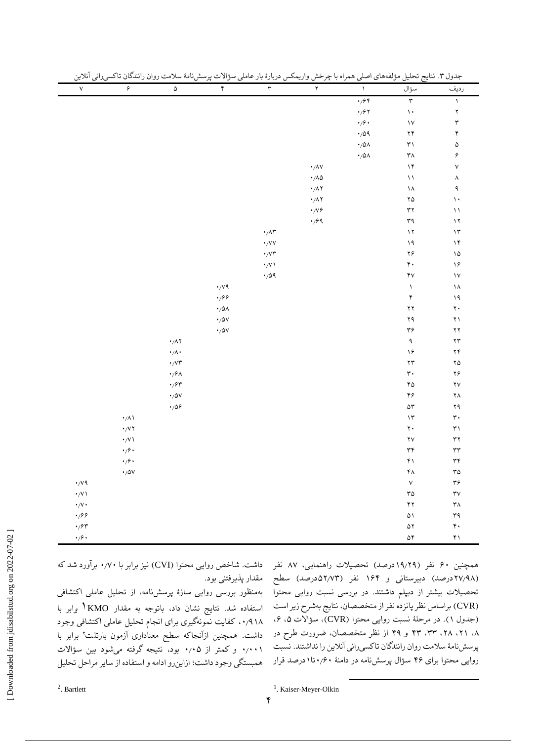جدول ۳. نتایج تحلیل مؤلفه‌های اصلی همراه با چرخش واریمکس دربارهٔ بار عاملی سؤالات پرسش‌نامهٔ سلامت روان رانندگان تاکسی‌رانی آنلاین

| ردیف | سؤال | ۱ | ۲ | ۳ | ۴ | ۵ | ۶ | ۷ |
|---|---|---|---|---|---|---|---|---|
| ۱ | ۳ | ۰/۶۴ | | | | | | |
| ۲ | ۱۰ | ۰/۶۲ | | | | | | |
| ۳ | ۱۷ | ۰/۶۰ | | | | | | |
| ۴ | ۲۴ | ۰/۵۹ | | | | | | |
| ۵ | ۳۱ | ۰/۵۸ | | | | | | |
| ۶ | ۳۸ | ۰/۵۸ | | | | | | |
| ۷ | ۱۴ | | ۰/۸۷ | | | | | |
| ۸ | ۱۱ | | ۰/۸۵ | | | | | |
| ۹ | ۱۸ | | ۰/۸۲ | | | | | |
| ۱۰ | ۲۵ | | ۰/۸۲ | | | | | |
| ۱۱ | ۳۲ | | ۰/۷۶ | | | | | |
| ۱۲ | ۳۹ | | ۰/۶۹ | | | | | |
| ۱۳ | ۱۲ | | | ۰/۸۳ | | | | |
| ۱۴ | ۱۹ | | | ۰/۷۷ | | | | |
| ۱۵ | ۲۶ | | | ۰/۷۳ | | | | |
| ۱۶ | ۴۰ | | | ۰/۷۱ | | | | |
| ۱۷ | ۴۷ | | | ۰/۵۹ | | | | |
| ۱۸ | ۱ | | | | ۰/۷۹ | | | |
| ۱۹ | ۴ | | | | ۰/۶۶ | | | |
| ۲۰ | ۲۲ | | | | ۰/۵۸ | | | |
| ۲۱ | ۲۹ | | | | ۰/۵۷ | | | |
| ۲۲ | ۳۶ | | | | ۰/۵۷ | | | |
| ۲۳ | ۹ | | | | | ۰/۸۲ | | |
| ۲۴ | ۱۶ | | | | | ۰/۸۰ | | |
| ۲۵ | ۲۳ | | | | | ۰/۷۳ | | |
| ۲۶ | ۳۰ | | | | | ۰/۶۸ | | |
| ۲۷ | ۴۵ | | | | | ۰/۶۳ | | |
| ۲۸ | ۴۶ | | | | | ۰/۵۷ | | |
| ۲۹ | ۵۳ | | | | | ۰/۵۶ | | |
| ۳۰ | ۱۳ | | | | | | ۰/۸۱ | |
| ۳۱ | ۲۰ | | | | | | ۰/۷۲ | |
| ۳۲ | ۲۷ | | | | | | ۰/۷۱ | |
| ۳۳ | ۳۴ | | | | | | ۰/۶۰ | |
| ۳۴ | ۴۱ | | | | | | ۰/۶۰ | |
| ۳۵ | ۴۸ | | | | | | ۰/۵۷ | |
| ۳۶ | ۷ | | | | | | | ۰/۷۹ |
| ۳۷ | ۳۵ | | | | | | | ۰/۷۱ |
| ۳۸ | ۴۲ | | | | | | | ۰/۷۰ |
| ۳۹ | ۵۱ | | | | | | | ۰/۶۶ |
| ۴۰ | ۵۲ | | | | | | | ۰/۶۳ |
| ۴۱ | ۵۴ | | | | | | | ۰/۶۰ |

همچنین ۶۰ نفر (۱۹/۲۹درصد) تحصیلات راهنمایی، ۸۷ نفر (۲۷/۹۸درصد) دبیرستانی و ۱۶۴ نفر (۵۲/۷۳درصد) سطح تحصیلات بیشتر از دیپلم داشتند. در بررسی نسبت روایی محتوا (CVR) براساس نظر پانزده نفر از متخصصان، نتایج به‌شرح زیر است (جدول ۱). در مرحلهٔ نسبت روایی محتوا (CVR)، سؤالات ۵، ۶، ۸، ۲۱، ۲۸، ۳۳، ۴۳ و ۴۹ از نظر متخصصان، ضرورت طرح در پرسش‌نامهٔ سلامت روان رانندگان تاکسی‌رانی آنلاین را نداشتند. نسبت روایی محتوا برای ۴۶ سؤال پرسش‌نامه در دامنهٔ ۰/۶۰ تا ۱درصد قرار داشت. شاخص روایی محتوا (CVI) نیز برابر با ۰/۷۰ برآورد شد که مقدار پذیرفتنی بود.

به‌منظور بررسی روایی سازهٔ پرسش‌نامه، از تحلیل عاملی اکتشافی استفاده شد. نتایج نشان داد، باتوجه به مقدار KMO[1] برابر با ۰/۹۱۸، کفایت نمونه‌گیری برای انجام تحلیل عاملی اکتشافی وجود داشت. همچنین ازآنجاکه سطح معناداری آزمون بارتلت[2] برابر با ۰/۰۰۱ و کمتر از ۰/۰۵ بود، نتیجه گرفته می‌شود بین سؤالات همبستگی وجود داشت؛ ازاین‌رو ادامه و استفاده از سایر مراحل تحلیل

[1]. Kaiser-Meyer-Olkin

[2]. Bartlett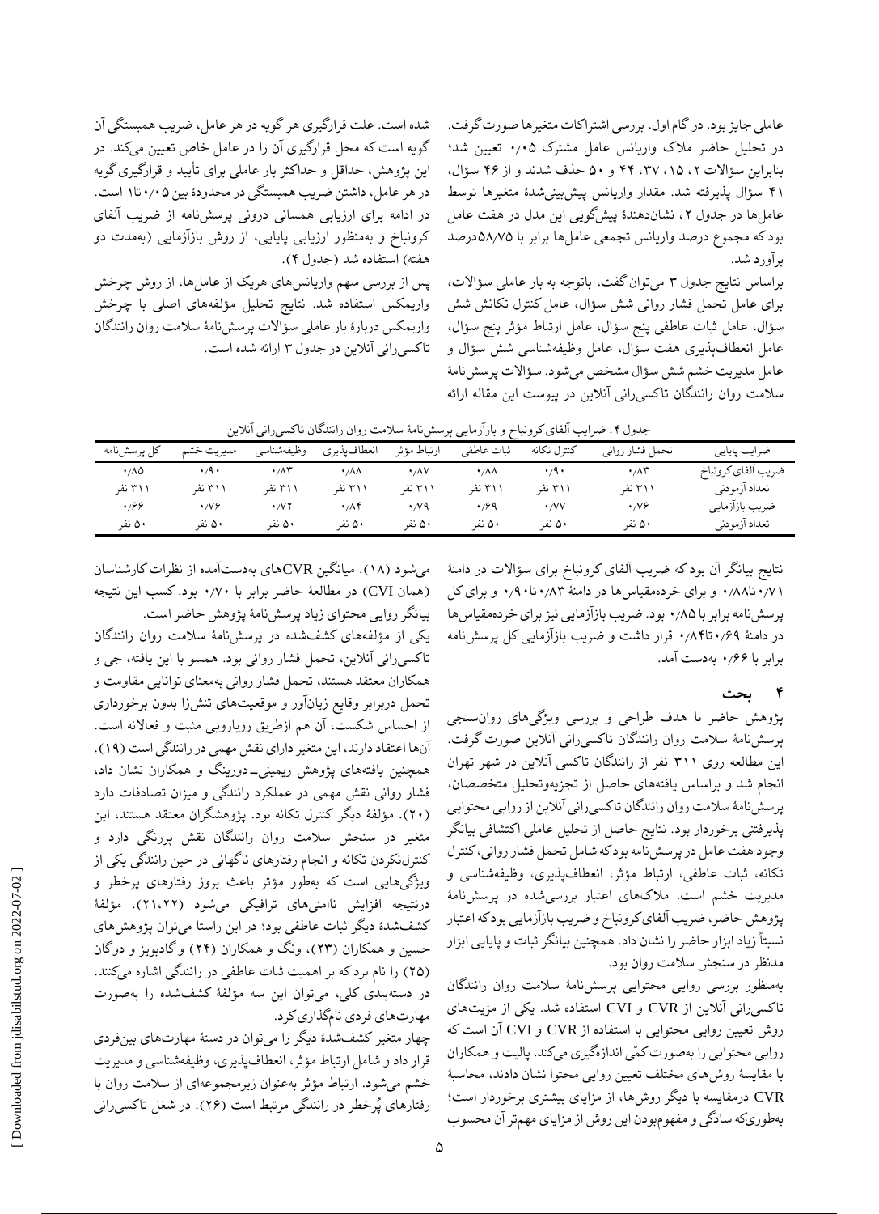عاملی جایز بود. در گام اول، بررسی اشتراکات متغیرها صورت گرفت. در تحلیل حاضر ملاک واریانس عامل مشترک ۰/۰۵ تعیین شد؛ بنابراین سؤالات ۲، ۱۵، ۳۷، ۴۴ و ۵۰ حذف شدند و از ۴۶ سؤال، ۴۱ سؤال پذیرفته شد. مقدار واریانس پیش‌بینی‌شدهٔ متغیرها توسط عامل‌ها در جدول ۲، نشان‌دهندهٔ پیش‌گویی این مدل در هفت عامل بود که مجموع درصد واریانس تجمعی عامل‌ها برابر با ۵۸/۷۵درصد برآورد شد.

براساس نتایج جدول ۳ می‌توان گفت، باتوجه به بار عاملی سؤالات، برای عامل تحمل فشار روانی شش سؤال، عامل کنترل تکانش شش سؤال، عامل ثبات عاطفی پنج سؤال، عامل ارتباط مؤثر پنج سؤال، عامل انعطاف‌پذیری هفت سؤال، عامل وظیفه‌شناسی شش سؤال و عامل مدیریت خشم شش سؤال مشخص می‌شود. سؤالات پرسش‌نامهٔ سلامت روان رانندگان تاکسی‌رانی آنلاین در پیوست این مقاله ارائه شده است. علت قرارگیری هر گویه در هر عامل، ضریب همبستگی آن گویه است که محل قرارگیری آن را در عامل خاص تعیین می‌کند. در این پژوهش، حداقل و حداکثر بار عاملی برای تأیید و قرارگیری گویه در هر عامل، داشتن ضریب همبستگی در محدودهٔ بین ۰/۰۵ تا۱ است. در ادامه برای ارزیابی همسانی درونی پرسش‌نامه از ضریب آلفای کرونباخ و به‌منظور ارزیابی پایایی، از روش بازآزمایی (به‌مدت دو هفته) استفاده شد (جدول ۴).

پس از بررسی سهم واریانس‌های هریک از عامل‌ها، از روش چرخش واریمکس استفاده شد. نتایج تحلیل مؤلفه‌های اصلی با چرخش واریمکس دربارهٔ بار عاملی سؤالات پرسش‌نامهٔ سلامت روان رانندگان تاکسی‌رانی آنلاین در جدول ۳ ارائه شده است.

جدول ۴. ضرایب آلفای کرونباخ و بازآزمایی پرسش‌نامهٔ سلامت روان رانندگان تاکسی‌رانی آنلاین

| ضرایب پایایی | تحمل فشار روانی | کنترل تکانه | ثبات عاطفی | ارتباط مؤثر | انعطاف‌پذیری | وظیفه‌شناسی | مدیریت خشم | کل پرسش‌نامه |
|---|---|---|---|---|---|---|---|---|
| ضریب آلفای کرونباخ | ۰/۸۳ | ۰/۹۰ | ۰/۸۸ | ۰/۸۷ | ۰/۸۸ | ۰/۸۳ | ۰/۹۰ | ۰/۸۵ |
| تعداد آزمودنی | ۳۱۱ نفر | ۳۱۱ نفر | ۳۱۱ نفر | ۳۱۱ نفر | ۳۱۱ نفر | ۳۱۱ نفر | ۳۱۱ نفر | ۳۱۱ نفر |
| ضریب بازآزمایی | ۰/۷۶ | ۰/۷۷ | ۰/۶۹ | ۰/۷۹ | ۰/۸۴ | ۰/۷۲ | ۰/۷۶ | ۰/۶۶ |
| تعداد آزمودنی | ۵۰ نفر | ۵۰ نفر | ۵۰ نفر | ۵۰ نفر | ۵۰ نفر | ۵۰ نفر | ۵۰ نفر | ۵۰ نفر |

نتایج بیانگر آن بود که ضریب آلفای کرونباخ برای سؤالات در دامنهٔ ۰/۷۱ تا۰/۸۸ و برای خرده‌مقیاس‌ها در دامنهٔ ۰/۸۳ تا۰/۹۰ و برای کل پرسش‌نامه برابر با ۰/۸۵ بود. ضریب بازآزمایی نیز برای خرده‌مقیاس‌ها در دامنهٔ ۰/۶۹ تا۰/۸۴ قرار داشت و ضریب بازآزمایی کل پرسش‌نامه برابر با ۰/۶۶ به‌دست آمد.

## ۴ بحث

پژوهش حاضر با هدف طراحی و بررسی ویژگی‌های روان‌سنجی پرسش‌نامهٔ سلامت روان رانندگان تاکسی‌رانی آنلاین صورت گرفت. این مطالعه روی ۳۱۱ نفر از رانندگان تاکسی آنلاین در شهر تهران انجام شد و براساس یافته‌های حاصل از تجزیه‌وتحلیل متخصصان، پرسش‌نامهٔ سلامت روان رانندگان تاکسی‌رانی آنلاین از روایی محتوایی پذیرفتنی برخوردار بود. نتایج حاصل از تحلیل عاملی اکتشافی بیانگر وجود هفت عامل در پرسش‌نامه بود که شامل تحمل فشار روانی، کنترل تکانه، ثبات عاطفی، ارتباط مؤثر، انعطاف‌پذیری، وظیفه‌شناسی و مدیریت خشم است. ملاک‌های اعتبار بررسی‌شده در پرسش‌نامهٔ پژوهش حاضر، ضریب آلفای کرونباخ و ضریب بازآزمایی بود که اعتبار نسبتاً زیاد ابزار حاضر را نشان داد. همچنین بیانگر ثبات و پایایی ابزار مدنظر در سنجش سلامت روان بود.

به‌منظور بررسی روایی محتوایی پرسش‌نامهٔ سلامت روان رانندگان تاکسی‌رانی آنلاین از CVR و CVI استفاده شد. یکی از مزیت‌های روش تعیین روایی محتوایی با استفاده از CVR و CVI آن است که روایی محتوایی را به‌صورت کمّی اندازه‌گیری می‌کند. پالیت و همکاران با مقایسهٔ روش‌های مختلف تعیین روایی محتوا نشان دادند، محاسبهٔ CVR درمقایسه با دیگر روش‌ها، از مزایای بیشتری برخوردار است؛ به‌طوری‌که سادگی و مفهوم‌بودن این روش از مزایای مهم‌تر آن محسوب می‌شود (۱۸). میانگین CVRهای به‌دست‌آمده از نظرات کارشناسان (همان CVI) در مطالعهٔ حاضر برابر با ۰/۷۰ بود. کسب این نتیجه بیانگر روایی محتوای زیاد پرسش‌نامهٔ پژوهش حاضر است.

یکی از مؤلفه‌های کشف‌شده در پرسش‌نامهٔ سلامت روان رانندگان تاکسی‌رانی آنلاین، تحمل فشار روانی بود. همسو با این یافته، جی و همکاران معتقد هستند، تحمل فشار روانی به‌معنای توانایی مقاومت و تحمل دربرابر وقایع زیان‌آور و موقعیت‌های تنش‌زا بدون برخورداری از احساس شکست، آن هم ازطریق رویارویی مثبت و فعالانه است. آن‌ها اعتقاد دارند، این متغیر دارای نقش مهمی در رانندگی است (۱۹). همچنین یافته‌های پژوهش ریمینی‌ـ‌دورینگ و همکاران نشان داد، فشار روانی نقش مهمی در عملکرد رانندگی و میزان تصادفات دارد (۲۰). مؤلفهٔ دیگر کنترل تکانه بود. پژوهشگران معتقد هستند، این متغیر در سنجش سلامت روان رانندگان نقش پررنگی دارد و کنترل‌نکردن تکانه و انجام رفتارهای ناگهانی در حین رانندگی یکی از ویژگی‌هایی است که به‌طور مؤثر باعث بروز رفتارهای پرخطر و درنتیجه افزایش ناامنی‌های ترافیکی می‌شود (۲۱،۲۲). مؤلفهٔ کشف‌شدهٔ دیگر ثبات عاطفی بود؛ در این راستا می‌توان پژوهش‌های حسین و همکاران (۲۳)، ونگ و همکاران (۲۴) و گادبویز و دوگان (۲۵) را نام برد که بر اهمیت ثبات عاطفی در رانندگی اشاره می‌کنند. در دسته‌بندی کلی، می‌توان این سه مؤلفهٔ کشف‌شده را به‌صورت مهارت‌های فردی نام‌گذاری کرد.

چهار متغیر کشف‌شدهٔ دیگر را می‌توان در دستهٔ مهارت‌های بین‌فردی قرار داد و شامل ارتباط مؤثر، انعطاف‌پذیری، وظیفه‌شناسی و مدیریت خشم می‌شود. ارتباط مؤثر به‌عنوان زیرمجموعه‌ای از سلامت روان با رفتارهای پُرخطر در رانندگی مرتبط است (۲۶). در شغل تاکسی‌رانی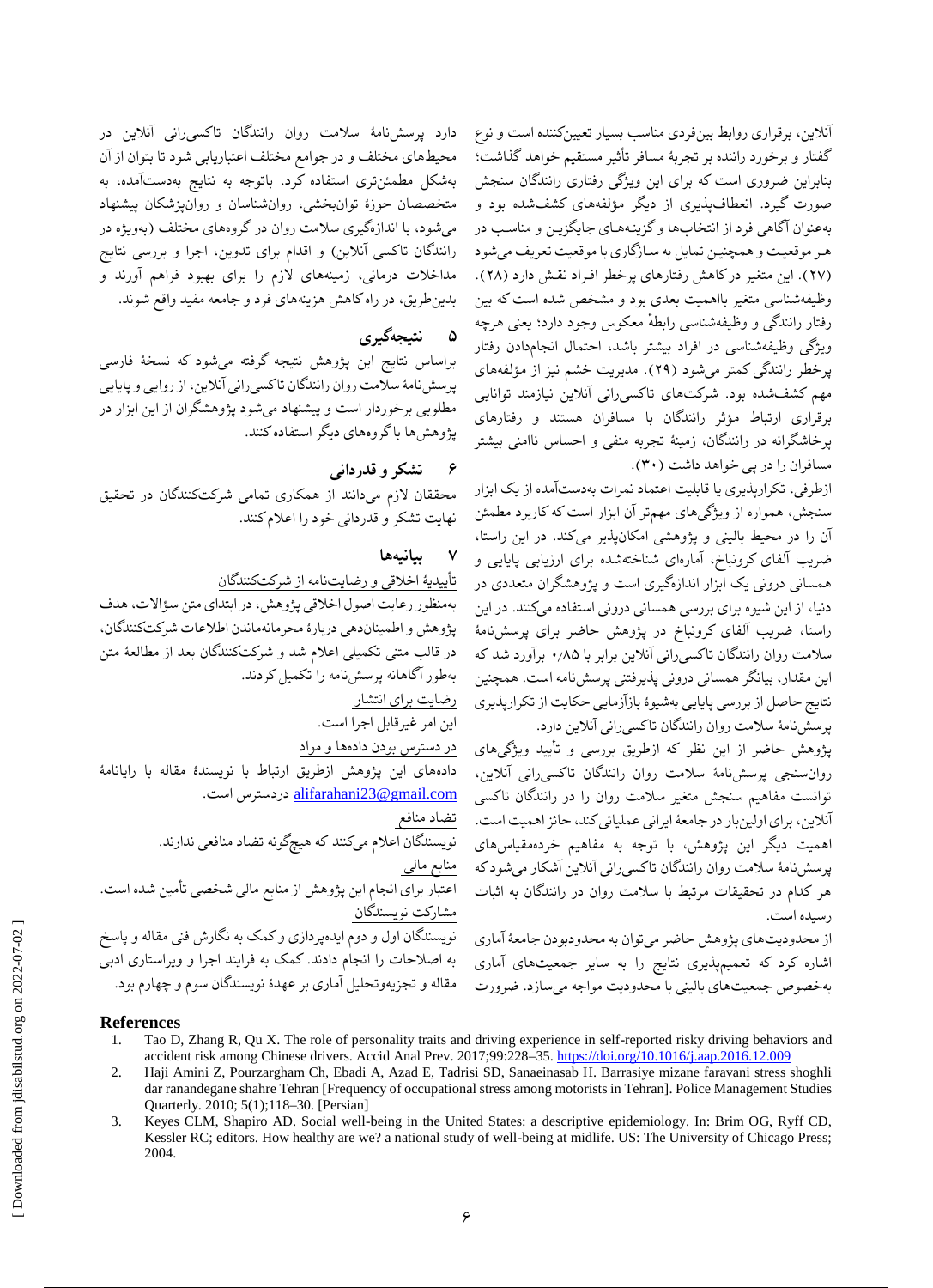آنلاین، برقراری روابط بین‌فردی مناسب بسیار تعیین‌کننده است و نوع گفتار و برخورد راننده بر تجربهٔ مسافر تأثیر مستقیم خواهد گذاشت؛ بنابراین ضروری است که برای این ویژگی رفتاری رانندگان سنجش صورت گیرد. انعطاف‌پذیری از دیگر مؤلفه‌های کشف‌شده بود و به‌عنوان آگاهی فرد از انتخاب‌ها و گزینه‌های جایگزین و مناسب در هر موقعیت و همچنین تمایل به سازگاری با موقعیت تعریف می‌شود (۲۷). این متغیر در کاهش رفتارهای پرخطر افراد نقش دارد (۲۸). وظیفه‌شناسی متغیر بااهمیت بعدی بود و مشخص شده است که بین رفتار رانندگی و وظیفه‌شناسی رابطهٔ معکوس وجود دارد؛ یعنی هرچه ویژگی وظیفه‌شناسی در افراد بیشتر باشد، احتمال انجام‌دادن رفتار پرخطر رانندگی کمتر می‌شود (۲۹). مدیریت خشم نیز از مؤلفه‌های مهم کشف‌شده بود. شرکت‌های تاکسی‌رانی آنلاین نیازمند توانایی برقراری ارتباط مؤثر رانندگان با مسافران هستند و رفتارهای پرخاشگرانه در رانندگان، زمینهٔ تجربه منفی و احساس ناامنی بیشتر مسافران را در پی خواهد داشت (۳۰).

ازطرفی، تکرارپذیری یا قابلیت اعتماد نمرات به‌دست‌آمده از یک ابزار سنجش، همواره از ویژگی‌های مهم‌تر آن ابزار است که کاربرد مطمئن آن را در محیط بالینی و پژوهشی امکان‌پذیر می‌کند. در این راستا، ضریب آلفای کرونباخ، آماره‌ای شناخته‌شده برای ارزیابی پایایی و همسانی درونی یک ابزار اندازه‌گیری است و پژوهشگران متعددی در دنیا، از این شیوه برای بررسی همسانی درونی استفاده می‌کنند. در این راستا، ضریب آلفای کرونباخ در پژوهش حاضر برای پرسش‌نامهٔ سلامت روان رانندگان تاکسی‌رانی آنلاین برابر با ۰/۸۵ برآورد شد که این مقدار، بیانگر همسانی درونی پذیرفتنی پرسش‌نامه است. همچنین نتایج حاصل از بررسی پایایی به‌شیوهٔ بازآزمایی حکایت از تکرارپذیری پرسش‌نامهٔ سلامت روان رانندگان تاکسی‌رانی آنلاین دارد.

پژوهش حاضر از این نظر که ازطریق بررسی و تأیید ویژگی‌های روان‌سنجی پرسش‌نامهٔ سلامت روان رانندگان تاکسی‌رانی آنلاین، توانست مفاهیم سنجش متغیر سلامت روان را در رانندگان تاکسی آنلاین، برای اولین‌بار در جامعهٔ ایرانی عملیاتی کند، حائز اهمیت است. اهمیت دیگر این پژوهش، با توجه به مفاهیم خرده‌مقیاس‌های پرسش‌نامهٔ سلامت روان رانندگان تاکسی‌رانی آنلاین آشکار می‌شود که هر کدام در تحقیقات مرتبط با سلامت روان در رانندگان به اثبات رسیده است.

از محدودیت‌های پژوهش حاضر می‌توان به محدودبودن جامعهٔ آماری اشاره کرد که تعمیم‌پذیری نتایج را به سایر جمعیت‌های آماری به‌خصوص جمعیت‌های بالینی با محدودیت مواجه می‌سازد. ضرورت دارد پرسش‌نامهٔ سلامت روان رانندگان تاکسی‌رانی آنلاین در محیط‌های مختلف و در جوامع مختلف اعتباریابی شود تا بتوان از آن به‌شکل مطمئن‌تری استفاده کرد. باتوجه به نتایج به‌دست‌آمده، به متخصصان حوزهٔ توان‌بخشی، روان‌شناسان و روان‌پزشکان پیشنهاد می‌شود، با اندازه‌گیری سلامت روان در گروه‌های مختلف (به‌ویژه در رانندگان تاکسی آنلاین) و اقدام برای تدوین، اجرا و بررسی نتایج مداخلات درمانی، زمینه‌های لازم را برای بهبود فراهم آورند و بدین‌طریق، در راه کاهش هزینه‌های فرد و جامعه مفید واقع شوند.

## ۵ نتیجه‌گیری

براساس نتایج این پژوهش نتیجه گرفته می‌شود که نسخهٔ فارسی پرسش‌نامهٔ سلامت روان رانندگان تاکسی‌رانی آنلاین، از روایی و پایایی مطلوبی برخوردار است و پیشنهاد می‌شود پژوهشگران از این ابزار در پژوهش‌ها با گروه‌های دیگر استفاده کنند.

## ۶ تشکر و قدردانی

محققان لازم می‌دانند از همکاری تمامی شرکت‌کنندگان در تحقیق نهایت تشکر و قدردانی خود را اعلام کنند.

## ۷ بیانیه‌ها

تأییدیهٔ اخلاقی و رضایت‌نامه از شرکت‌کنندگان

به‌منظور رعایت اصول اخلاقی پژوهش، در ابتدای متن سؤالات، هدف پژوهش و اطمینان‌دهی دربارهٔ محرمانه‌ماندن اطلاعات شرکت‌کنندگان، در قالب متنی تکمیلی اعلام شد و شرکت‌کنندگان بعد از مطالعهٔ متن به‌طور آگاهانه پرسش‌نامه را تکمیل کردند.

رضایت برای انتشار

این امر غیرقابل اجرا است.

در دسترس بودن داده‌ها و مواد

داده‌های این پژوهش ازطریق ارتباط با نویسندهٔ مقاله با رایانامهٔ alifarahani23@gmail.com دردسترس است.

تضاد منافع

نویسندگان اعلام می‌کنند که هیچ‌گونه تضاد منافعی ندارند.

منابع مالی

اعتبار برای انجام این پژوهش از منابع مالی شخصی تأمین شده است.

مشارکت نویسندگان

نویسندگان اول و دوم ایده‌پردازی و کمک به نگارش فنی مقاله و پاسخ به اصلاحات را انجام دادند. کمک به فرایند اجرا و ویراستاری ادبی مقاله و تجزیه‌وتحلیل آماری بر عهدهٔ نویسندگان سوم و چهارم بود.

## References

1. Tao D, Zhang R, Qu X. The role of personality traits and driving experience in self-reported risky driving behaviors and accident risk among Chinese drivers. Accid Anal Prev. 2017;99:228–35. https://doi.org/10.1016/j.aap.2016.12.009
2. Haji Amini Z, Pourzargham Ch, Ebadi A, Azad E, Tadrisi SD, Sanaeinasab H. Barrasiye mizane faravani stress shoghli dar ranandegane shahre Tehran [Frequency of occupational stress among motorists in Tehran]. Police Management Studies Quarterly. 2010; 5(1);118–30. [Persian]
3. Keyes CLM, Shapiro AD. Social well-being in the United States: a descriptive epidemiology. In: Brim OG, Ryff CD, Kessler RC; editors. How healthy are we? a national study of well-being at midlife. US: The University of Chicago Press; 2004.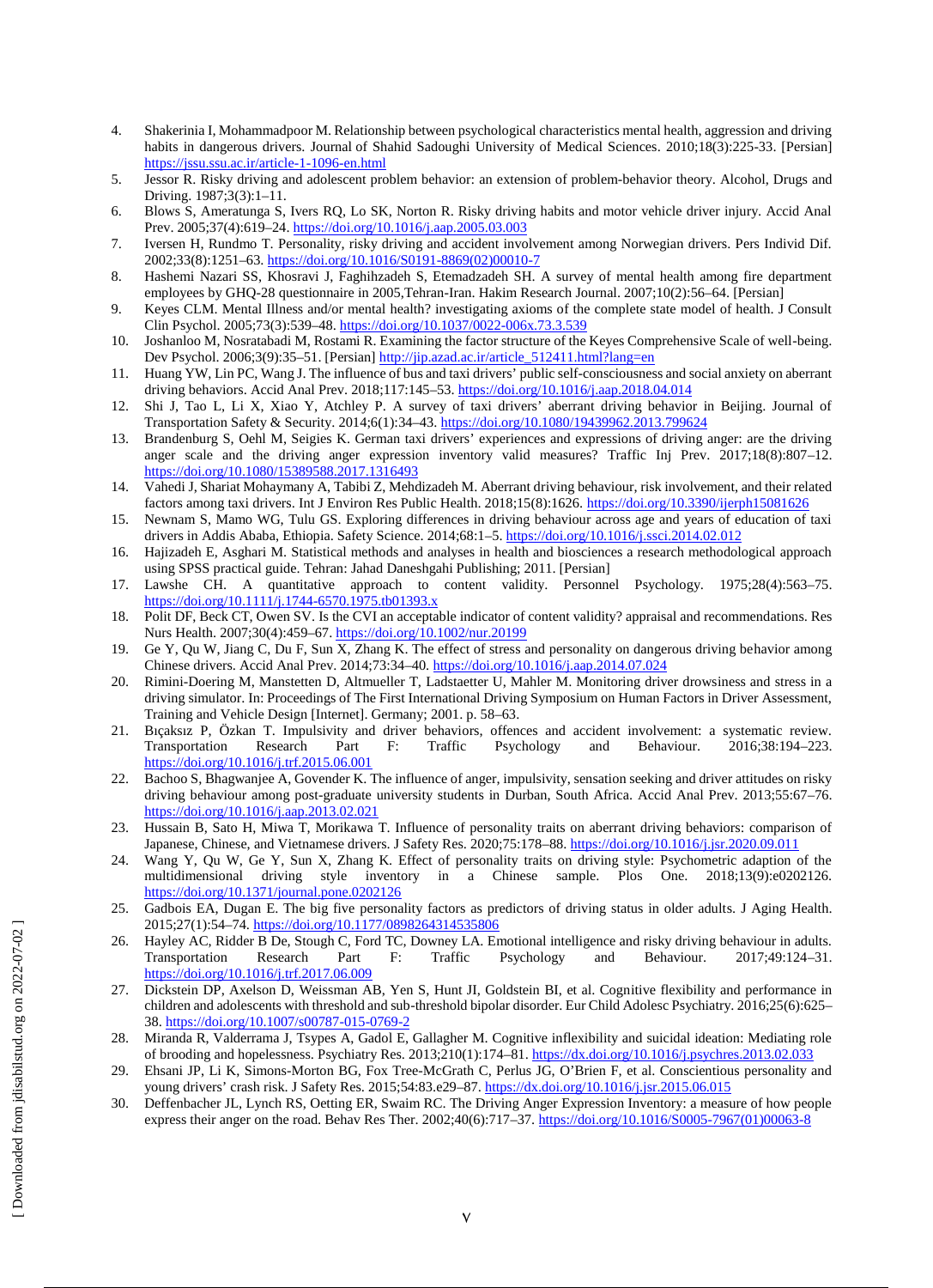4. Shakerinia I, Mohammadpoor M. Relationship between psychological characteristics mental health, aggression and driving habits in dangerous drivers. Journal of Shahid Sadoughi University of Medical Sciences. 2010;18(3):225-33. [Persian] https://jssu.ssu.ac.ir/article-1-1096-en.html
5. Jessor R. Risky driving and adolescent problem behavior: an extension of problem-behavior theory. Alcohol, Drugs and Driving. 1987;3(3):1–11.
6. Blows S, Ameratunga S, Ivers RQ, Lo SK, Norton R. Risky driving habits and motor vehicle driver injury. Accid Anal Prev. 2005;37(4):619–24. https://doi.org/10.1016/j.aap.2005.03.003
7. Iversen H, Rundmo T. Personality, risky driving and accident involvement among Norwegian drivers. Pers Individ Dif. 2002;33(8):1251–63. https://doi.org/10.1016/S0191-8869(02)00010-7
8. Hashemi Nazari SS, Khosravi J, Faghihzadeh S, Etemadzadeh SH. A survey of mental health among fire department employees by GHQ-28 questionnaire in 2005,Tehran-Iran. Hakim Research Journal. 2007;10(2):56–64. [Persian]
9. Keyes CLM. Mental Illness and/or mental health? investigating axioms of the complete state model of health. J Consult Clin Psychol. 2005;73(3):539–48. https://doi.org/10.1037/0022-006x.73.3.539
10. Joshanloo M, Nosratabadi M, Rostami R. Examining the factor structure of the Keyes Comprehensive Scale of well-being. Dev Psychol. 2006;3(9):35–51. [Persian] http://jip.azad.ac.ir/article_512411.html?lang=en
11. Huang YW, Lin PC, Wang J. The influence of bus and taxi drivers' public self-consciousness and social anxiety on aberrant driving behaviors. Accid Anal Prev. 2018;117:145–53. https://doi.org/10.1016/j.aap.2018.04.014
12. Shi J, Tao L, Li X, Xiao Y, Atchley P. A survey of taxi drivers' aberrant driving behavior in Beijing. Journal of Transportation Safety & Security. 2014;6(1):34–43. https://doi.org/10.1080/19439962.2013.799624
13. Brandenburg S, Oehl M, Seigies K. German taxi drivers' experiences and expressions of driving anger: are the driving anger scale and the driving anger expression inventory valid measures? Traffic Inj Prev. 2017;18(8):807–12. https://doi.org/10.1080/15389588.2017.1316493
14. Vahedi J, Shariat Mohaymany A, Tabibi Z, Mehdizadeh M. Aberrant driving behaviour, risk involvement, and their related factors among taxi drivers. Int J Environ Res Public Health. 2018;15(8):1626. https://doi.org/10.3390/ijerph15081626
15. Newnam S, Mamo WG, Tulu GS. Exploring differences in driving behaviour across age and years of education of taxi drivers in Addis Ababa, Ethiopia. Safety Science. 2014;68:1–5. https://doi.org/10.1016/j.ssci.2014.02.012
16. Hajizadeh E, Asghari M. Statistical methods and analyses in health and biosciences a research methodological approach using SPSS practical guide. Tehran: Jahad Daneshgahi Publishing; 2011. [Persian]
17. Lawshe CH. A quantitative approach to content validity. Personnel Psychology. 1975;28(4):563–75. https://doi.org/10.1111/j.1744-6570.1975.tb01393.x
18. Polit DF, Beck CT, Owen SV. Is the CVI an acceptable indicator of content validity? appraisal and recommendations. Res Nurs Health. 2007;30(4):459–67. https://doi.org/10.1002/nur.20199
19. Ge Y, Qu W, Jiang C, Du F, Sun X, Zhang K. The effect of stress and personality on dangerous driving behavior among Chinese drivers. Accid Anal Prev. 2014;73:34–40. https://doi.org/10.1016/j.aap.2014.07.024
20. Rimini-Doering M, Manstetten D, Altmueller T, Ladstaetter U, Mahler M. Monitoring driver drowsiness and stress in a driving simulator. In: Proceedings of The First International Driving Symposium on Human Factors in Driver Assessment, Training and Vehicle Design [Internet]. Germany; 2001. p. 58–63.
21. Bıçaksız P, Özkan T. Impulsivity and driver behaviors, offences and accident involvement: a systematic review. Transportation Research Part F: Traffic Psychology and Behaviour. 2016;38:194–223. https://doi.org/10.1016/j.trf.2015.06.001
22. Bachoo S, Bhagwanjee A, Govender K. The influence of anger, impulsivity, sensation seeking and driver attitudes on risky driving behaviour among post-graduate university students in Durban, South Africa. Accid Anal Prev. 2013;55:67–76. https://doi.org/10.1016/j.aap.2013.02.021
23. Hussain B, Sato H, Miwa T, Morikawa T. Influence of personality traits on aberrant driving behaviors: comparison of Japanese, Chinese, and Vietnamese drivers. J Safety Res. 2020;75:178–88. https://doi.org/10.1016/j.jsr.2020.09.011
24. Wang Y, Qu W, Ge Y, Sun X, Zhang K. Effect of personality traits on driving style: Psychometric adaption of the multidimensional driving style inventory in a Chinese sample. Plos One. 2018;13(9):e0202126. https://doi.org/10.1371/journal.pone.0202126
25. Gadbois EA, Dugan E. The big five personality factors as predictors of driving status in older adults. J Aging Health. 2015;27(1):54–74. https://doi.org/10.1177/0898264314535806
26. Hayley AC, Ridder B De, Stough C, Ford TC, Downey LA. Emotional intelligence and risky driving behaviour in adults. Transportation Research Part F: Traffic Psychology and Behaviour. 2017;49:124–31. https://doi.org/10.1016/j.trf.2017.06.009
27. Dickstein DP, Axelson D, Weissman AB, Yen S, Hunt JI, Goldstein BI, et al. Cognitive flexibility and performance in children and adolescents with threshold and sub-threshold bipolar disorder. Eur Child Adolesc Psychiatry. 2016;25(6):625–38. https://doi.org/10.1007/s00787-015-0769-2
28. Miranda R, Valderrama J, Tsypes A, Gadol E, Gallagher M. Cognitive inflexibility and suicidal ideation: Mediating role of brooding and hopelessness. Psychiatry Res. 2013;210(1):174–81. https://dx.doi.org/10.1016/j.psychres.2013.02.033
29. Ehsani JP, Li K, Simons-Morton BG, Fox Tree-McGrath C, Perlus JG, O'Brien F, et al. Conscientious personality and young drivers' crash risk. J Safety Res. 2015;54:83.e29–87. https://dx.doi.org/10.1016/j.jsr.2015.06.015
30. Deffenbacher JL, Lynch RS, Oetting ER, Swaim RC. The Driving Anger Expression Inventory: a measure of how people express their anger on the road. Behav Res Ther. 2002;40(6):717–37. https://doi.org/10.1016/S0005-7967(01)00063-8